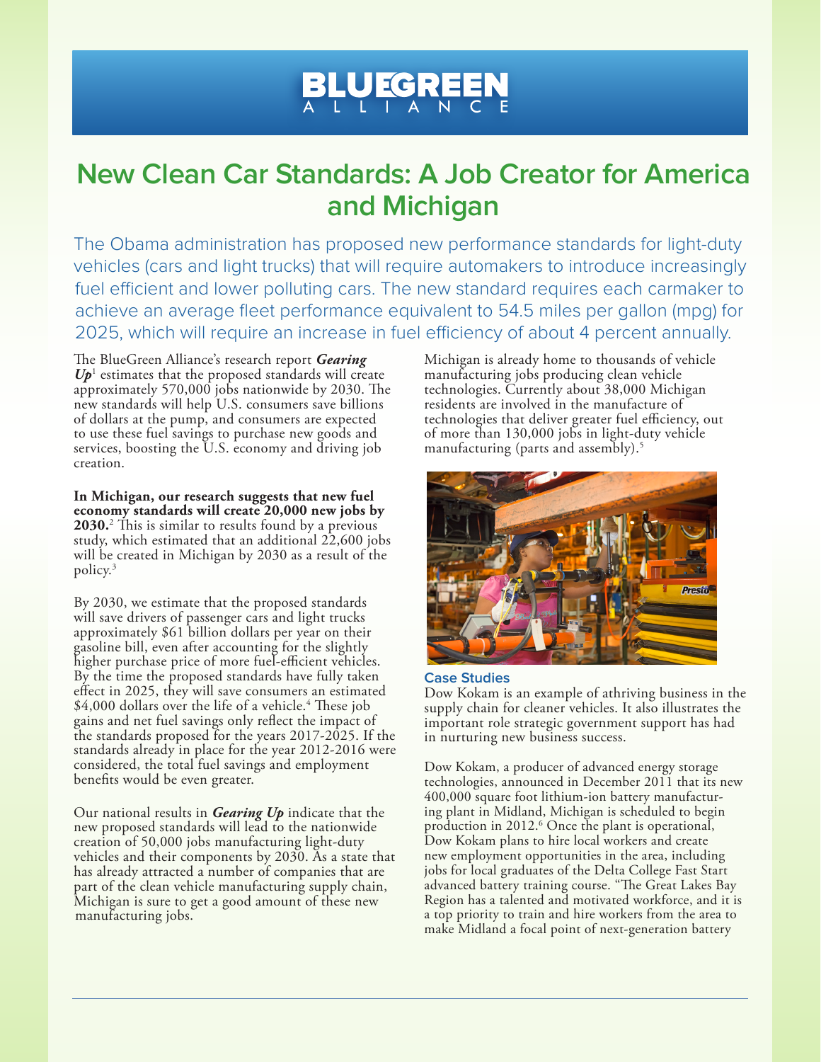# BLUEGREEN ALLIANCE

## New Clean Car Standards: A Job Creator for America and Michigan

The Obama administration has proposed new performance standards for light-duty vehicles (cars and light trucks) that will require automakers to introduce increasingly fuel efficient and lower polluting cars. The new standard requires each carmaker to achieve an average fleet performance equivalent to 54.5 miles per gallon (mpg) for 2025, which will require an increase in fuel efficiency of about 4 percent annually.

The BlueGreen Alliance's research report ***Gearing Up***[1] estimates that the proposed standards will create approximately 570,000 jobs nationwide by 2030. The new standards will help U.S. consumers save billions of dollars at the pump, and consumers are expected to use these fuel savings to purchase new goods and services, boosting the U.S. economy and driving job creation.

**In Michigan, our research suggests that new fuel economy standards will create 20,000 new jobs by 2030.**[2] This is similar to results found by a previous study, which estimated that an additional 22,600 jobs will be created in Michigan by 2030 as a result of the policy.[3]

By 2030, we estimate that the proposed standards will save drivers of passenger cars and light trucks approximately $61 billion dollars per year on their gasoline bill, even after accounting for the slightly higher purchase price of more fuel-efficient vehicles. By the time the proposed standards have fully taken effect in 2025, they will save consumers an estimated $4,000 dollars over the life of a vehicle.[4] These job gains and net fuel savings only reflect the impact of the standards proposed for the years 2017-2025. If the standards already in place for the year 2012-2016 were considered, the total fuel savings and employment benefits would be even greater.

Our national results in ***Gearing Up*** indicate that the new proposed standards will lead to the nationwide creation of 50,000 jobs manufacturing light-duty vehicles and their components by 2030. As a state that has already attracted a number of companies that are part of the clean vehicle manufacturing supply chain, Michigan is sure to get a good amount of these new manufacturing jobs.

Michigan is already home to thousands of vehicle manufacturing jobs producing clean vehicle technologies. Currently about 38,000 Michigan residents are involved in the manufacture of technologies that deliver greater fuel efficiency, out of more than 130,000 jobs in light-duty vehicle manufacturing (parts and assembly).[5]

### Case Studies

Dow Kokam is an example of athriving business in the supply chain for cleaner vehicles. It also illustrates the important role strategic government support has had in nurturing new business success.

Dow Kokam, a producer of advanced energy storage technologies, announced in December 2011 that its new 400,000 square foot lithium-ion battery manufacturing plant in Midland, Michigan is scheduled to begin production in 2012.[6] Once the plant is operational, Dow Kokam plans to hire local workers and create new employment opportunities in the area, including jobs for local graduates of the Delta College Fast Start advanced battery training course. "The Great Lakes Bay Region has a talented and motivated workforce, and it is a top priority to train and hire workers from the area to make Midland a focal point of next-generation battery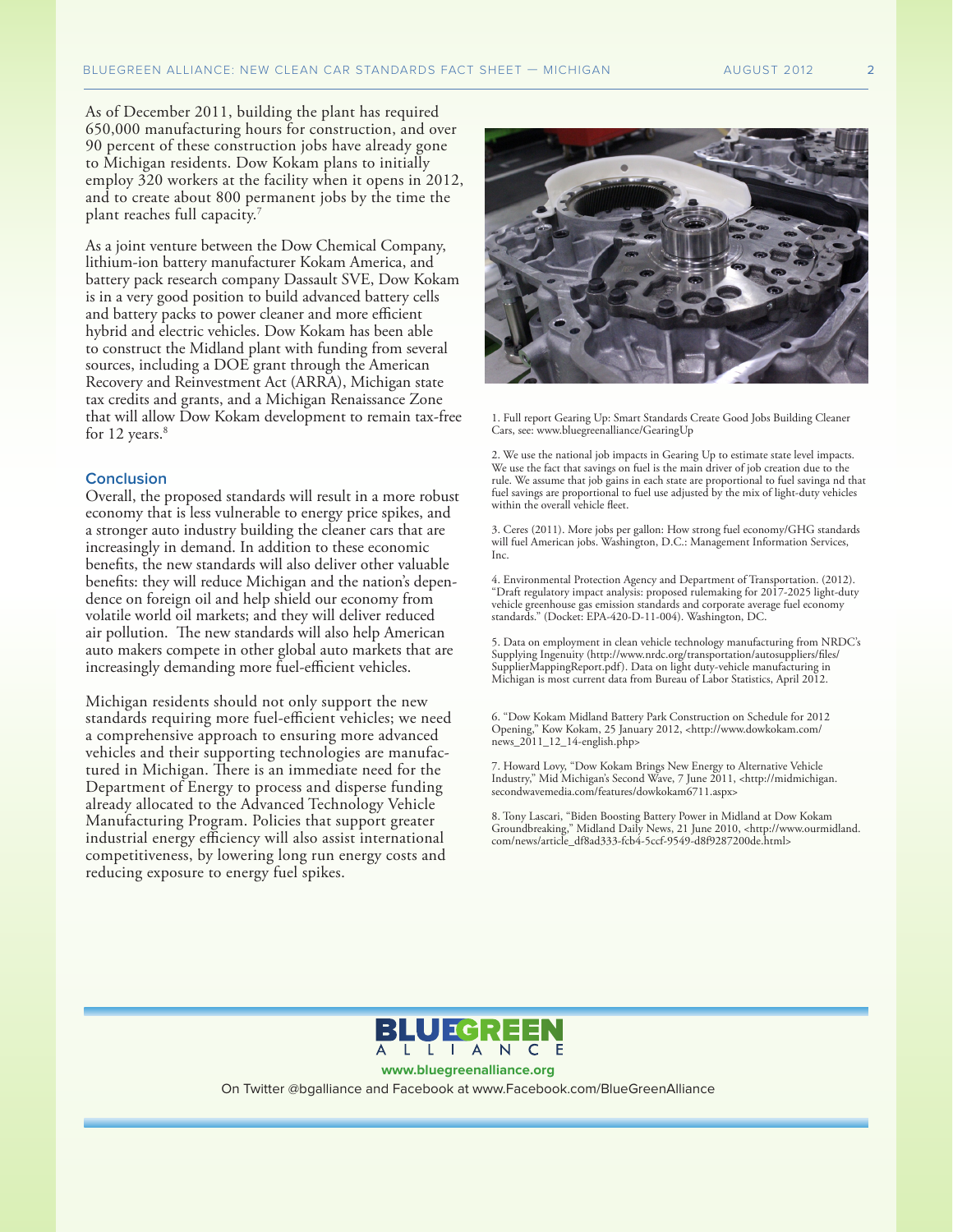As of December 2011, building the plant has required 650,000 manufacturing hours for construction, and over 90 percent of these construction jobs have already gone to Michigan residents. Dow Kokam plans to initially employ 320 workers at the facility when it opens in 2012, and to create about 800 permanent jobs by the time the plant reaches full capacity.[7]

As a joint venture between the Dow Chemical Company, lithium-ion battery manufacturer Kokam America, and battery pack research company Dassault SVE, Dow Kokam is in a very good position to build advanced battery cells and battery packs to power cleaner and more efficient hybrid and electric vehicles. Dow Kokam has been able to construct the Midland plant with funding from several sources, including a DOE grant through the American Recovery and Reinvestment Act (ARRA), Michigan state tax credits and grants, and a Michigan Renaissance Zone that will allow Dow Kokam development to remain tax-free for 12 years.[8]

## Conclusion

Overall, the proposed standards will result in a more robust economy that is less vulnerable to energy price spikes, and a stronger auto industry building the cleaner cars that are increasingly in demand. In addition to these economic benefits, the new standards will also deliver other valuable benefits: they will reduce Michigan and the nation's dependence on foreign oil and help shield our economy from volatile world oil markets; and they will deliver reduced air pollution. The new standards will also help American auto makers compete in other global auto markets that are increasingly demanding more fuel-efficient vehicles.

Michigan residents should not only support the new standards requiring more fuel-efficient vehicles; we need a comprehensive approach to ensuring more advanced vehicles and their supporting technologies are manufactured in Michigan. There is an immediate need for the Department of Energy to process and disperse funding already allocated to the Advanced Technology Vehicle Manufacturing Program. Policies that support greater industrial energy efficiency will also assist international competitiveness, by lowering long run energy costs and reducing exposure to energy fuel spikes.

1. Full report Gearing Up: Smart Standards Create Good Jobs Building Cleaner Cars, see: www.bluegreenalliance/GearingUp

2. We use the national job impacts in Gearing Up to estimate state level impacts. We use the fact that savings on fuel is the main driver of job creation due to the rule. We assume that job gains in each state are proportional to fuel savinga nd that fuel savings are proportional to fuel use adjusted by the mix of light-duty vehicles within the overall vehicle fleet.

3. Ceres (2011). More jobs per gallon: How strong fuel economy/GHG standards will fuel American jobs. Washington, D.C.: Management Information Services, Inc.

4. Environmental Protection Agency and Department of Transportation. (2012). "Draft regulatory impact analysis: proposed rulemaking for 2017-2025 light-duty vehicle greenhouse gas emission standards and corporate average fuel economy standards." (Docket: EPA-420-D-11-004). Washington, DC.

5. Data on employment in clean vehicle technology manufacturing from NRDC's Supplying Ingenuity (http://www.nrdc.org/transportation/autosuppliers/files/SupplierMappingReport.pdf). Data on light duty-vehicle manufacturing in Michigan is most current data from Bureau of Labor Statistics, April 2012.

6. "Dow Kokam Midland Battery Park Construction on Schedule for 2012 Opening," Kow Kokam, 25 January 2012, <http://www.dowkokam.com/news_2011_12_14-english.php>

7. Howard Lovy, "Dow Kokam Brings New Energy to Alternative Vehicle Industry," Mid Michigan's Second Wave, 7 June 2011, <http://midmichigan.secondwavemedia.com/features/dowkokam6711.aspx>

8. Tony Lascari, "Biden Boosting Battery Power in Midland at Dow Kokam Groundbreaking," Midland Daily News, 21 June 2010, <http://www.ourmidland.com/news/article_df8ad333-fcb4-5ccf-9549-d8f9287200de.html>

BLUEGREEN ALLIANCE

www.bluegreenalliance.org

On Twitter @bgalliance and Facebook at www.Facebook.com/BlueGreenAlliance